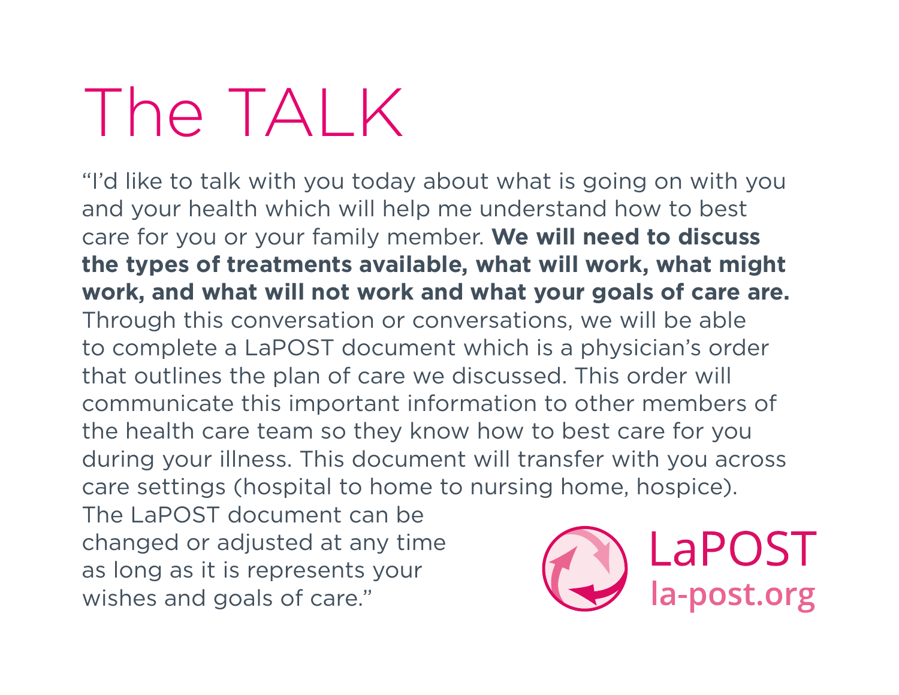# The TALK

"I'd like to talk with you today about what is going on with you and your health which will help me understand how to best care for you or your family member. **We will need to discuss the types of treatments available, what will work, what might work, and what will not work and what your goals of care are.** Through this conversation or conversations, we will be able to complete a LaPOST document which is a physician's order that outlines the plan of care we discussed. This order will communicate this important information to other members of the health care team so they know how to best care for you during your illness. This document will transfer with you across care settings (hospital to home to nursing home, hospice). The LaPOST document can be changed or adjusted at any time as long as it is represents your wishes and goals of care."

LaPOST
la-post.org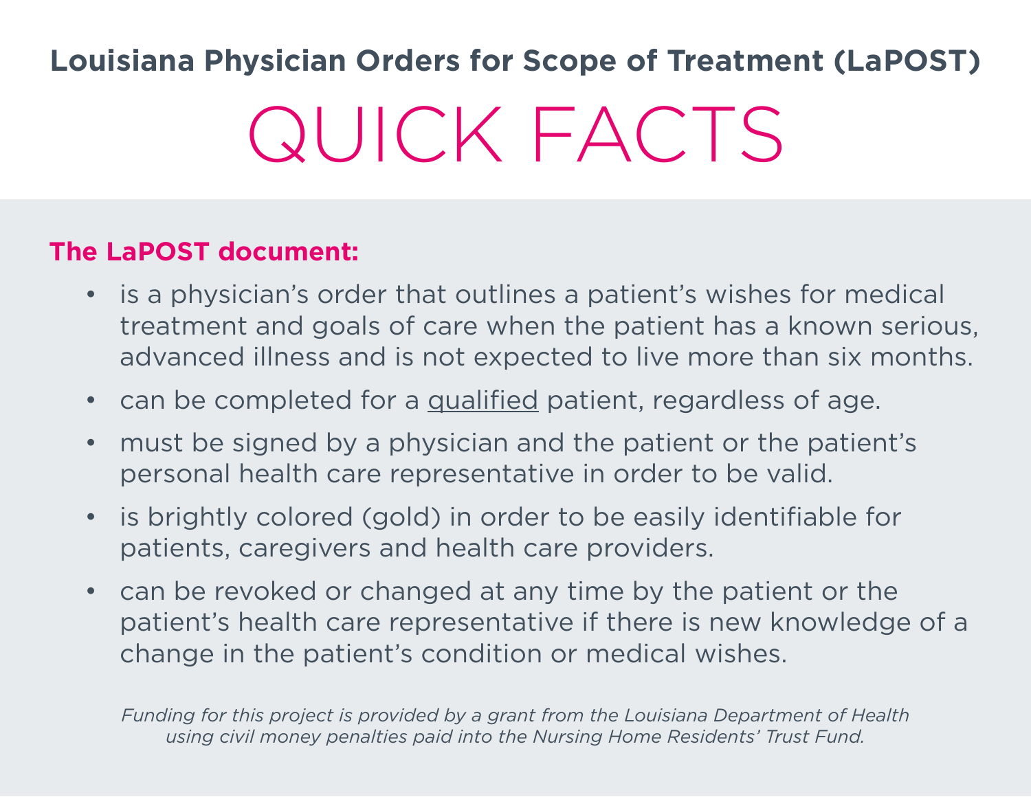## Louisiana Physician Orders for Scope of Treatment (LaPOST)

# QUICK FACTS

**The LaPOST document:**

- is a physician's order that outlines a patient's wishes for medical treatment and goals of care when the patient has a known serious, advanced illness and is not expected to live more than six months.
- can be completed for a qualified patient, regardless of age.
- must be signed by a physician and the patient or the patient's personal health care representative in order to be valid.
- is brightly colored (gold) in order to be easily identifiable for patients, caregivers and health care providers.
- can be revoked or changed at any time by the patient or the patient's health care representative if there is new knowledge of a change in the patient's condition or medical wishes.

*Funding for this project is provided by a grant from the Louisiana Department of Health using civil money penalties paid into the Nursing Home Residents' Trust Fund.*